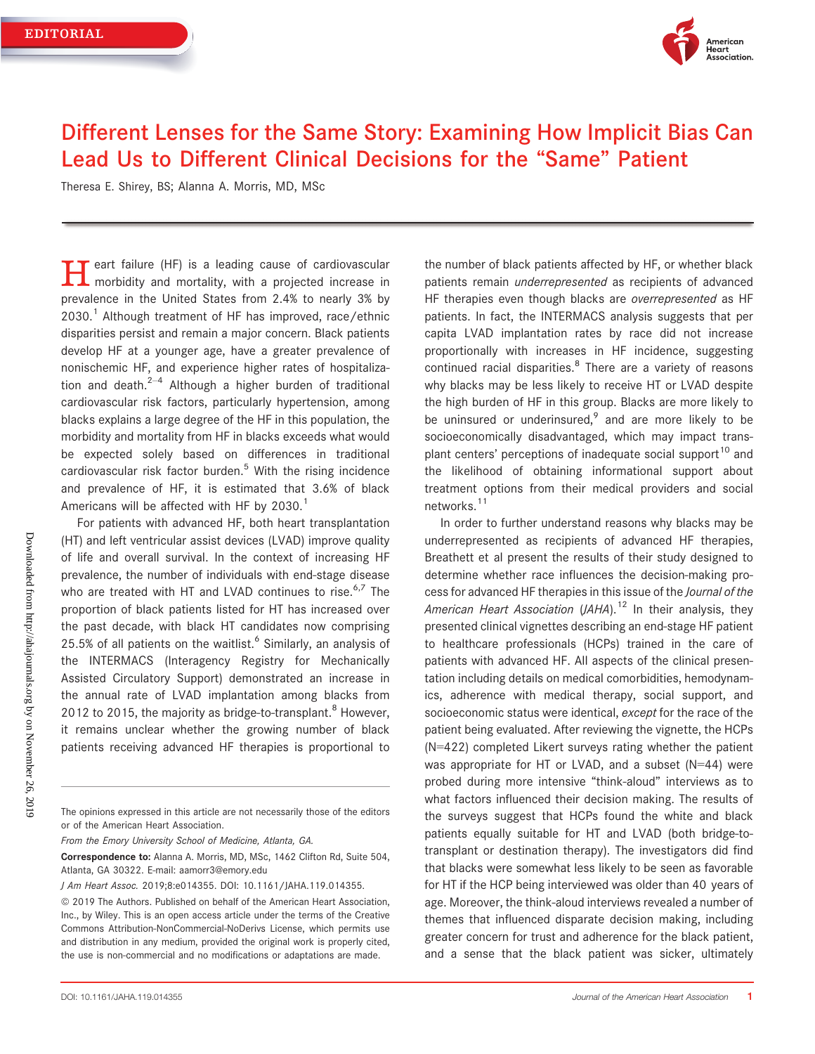EDITORIAL

# Different Lenses for the Same Story: Examining How Implicit Bias Can Lead Us to Different Clinical Decisions for the "Same" Patient

Theresa E. Shirey, BS; Alanna A. Morris, MD, MSc

Heart failure (HF) is a leading cause of cardiovascular morbidity and mortality, with a projected increase in prevalence in the United States from 2.4% to nearly 3% by 2030.[1] Although treatment of HF has improved, race/ethnic disparities persist and remain a major concern. Black patients develop HF at a younger age, have a greater prevalence of nonischemic HF, and experience higher rates of hospitalization and death.[2–4] Although a higher burden of traditional cardiovascular risk factors, particularly hypertension, among blacks explains a large degree of the HF in this population, the morbidity and mortality from HF in blacks exceeds what would be expected solely based on differences in traditional cardiovascular risk factor burden.[5] With the rising incidence and prevalence of HF, it is estimated that 3.6% of black Americans will be affected with HF by 2030.[1]

For patients with advanced HF, both heart transplantation (HT) and left ventricular assist devices (LVAD) improve quality of life and overall survival. In the context of increasing HF prevalence, the number of individuals with end-stage disease who are treated with HT and LVAD continues to rise.[6,7] The proportion of black patients listed for HT has increased over the past decade, with black HT candidates now comprising 25.5% of all patients on the waitlist.[6] Similarly, an analysis of the INTERMACS (Interagency Registry for Mechanically Assisted Circulatory Support) demonstrated an increase in the annual rate of LVAD implantation among blacks from 2012 to 2015, the majority as bridge-to-transplant.[8] However, it remains unclear whether the growing number of black patients receiving advanced HF therapies is proportional to the number of black patients affected by HF, or whether black patients remain *underrepresented* as recipients of advanced HF therapies even though blacks are *overrepresented* as HF patients. In fact, the INTERMACS analysis suggests that per capita LVAD implantation rates by race did not increase proportionally with increases in HF incidence, suggesting continued racial disparities.[8] There are a variety of reasons why blacks may be less likely to receive HT or LVAD despite the high burden of HF in this group. Blacks are more likely to be uninsured or underinsured,[9] and are more likely to be socioeconomically disadvantaged, which may impact transplant centers' perceptions of inadequate social support[10] and the likelihood of obtaining informational support about treatment options from their medical providers and social networks.[11]

In order to further understand reasons why blacks may be underrepresented as recipients of advanced HF therapies, Breathett et al present the results of their study designed to determine whether race influences the decision-making process for advanced HF therapies in this issue of the *Journal of the American Heart Association* (*JAHA*).[12] In their analysis, they presented clinical vignettes describing an end-stage HF patient to healthcare professionals (HCPs) trained in the care of patients with advanced HF. All aspects of the clinical presentation including details on medical comorbidities, hemodynamics, adherence with medical therapy, social support, and socioeconomic status were identical, *except* for the race of the patient being evaluated. After reviewing the vignette, the HCPs (N=422) completed Likert surveys rating whether the patient was appropriate for HT or LVAD, and a subset (N=44) were probed during more intensive "think-aloud" interviews as to what factors influenced their decision making. The results of the surveys suggest that HCPs found the white and black patients equally suitable for HT and LVAD (both bridge-to-transplant or destination therapy). The investigators did find that blacks were somewhat less likely to be seen as favorable for HT if the HCP being interviewed was older than 40 years of age. Moreover, the think-aloud interviews revealed a number of themes that influenced disparate decision making, including greater concern for trust and adherence for the black patient, and a sense that the black patient was sicker, ultimately

---

The opinions expressed in this article are not necessarily those of the editors or of the American Heart Association.

*From the Emory University School of Medicine, Atlanta, GA.*

**Correspondence to:** Alanna A. Morris, MD, MSc, 1462 Clifton Rd, Suite 504, Atlanta, GA 30322. E-mail: aamorr3@emory.edu

*J Am Heart Assoc.* 2019;8:e014355. DOI: 10.1161/JAHA.119.014355.

© 2019 The Authors. Published on behalf of the American Heart Association, Inc., by Wiley. This is an open access article under the terms of the Creative Commons Attribution-NonCommercial-NoDerivs License, which permits use and distribution in any medium, provided the original work is properly cited, the use is non-commercial and no modifications or adaptations are made.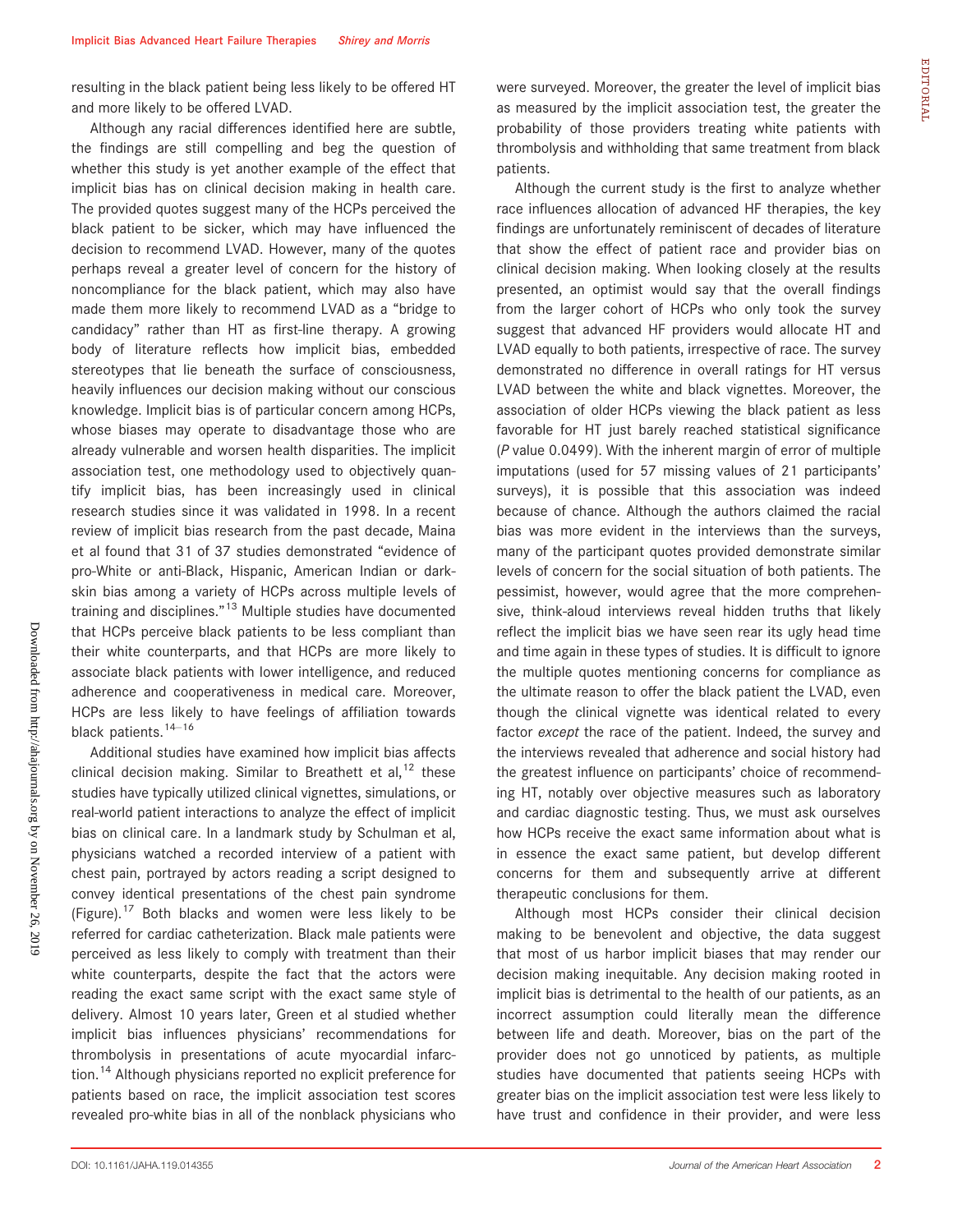resulting in the black patient being less likely to be offered HT and more likely to be offered LVAD.

Although any racial differences identified here are subtle, the findings are still compelling and beg the question of whether this study is yet another example of the effect that implicit bias has on clinical decision making in health care. The provided quotes suggest many of the HCPs perceived the black patient to be sicker, which may have influenced the decision to recommend LVAD. However, many of the quotes perhaps reveal a greater level of concern for the history of noncompliance for the black patient, which may also have made them more likely to recommend LVAD as a "bridge to candidacy" rather than HT as first-line therapy. A growing body of literature reflects how implicit bias, embedded stereotypes that lie beneath the surface of consciousness, heavily influences our decision making without our conscious knowledge. Implicit bias is of particular concern among HCPs, whose biases may operate to disadvantage those who are already vulnerable and worsen health disparities. The implicit association test, one methodology used to objectively quantify implicit bias, has been increasingly used in clinical research studies since it was validated in 1998. In a recent review of implicit bias research from the past decade, Maina et al found that 31 of 37 studies demonstrated "evidence of pro-White or anti-Black, Hispanic, American Indian or dark-skin bias among a variety of HCPs across multiple levels of training and disciplines."[13] Multiple studies have documented that HCPs perceive black patients to be less compliant than their white counterparts, and that HCPs are more likely to associate black patients with lower intelligence, and reduced adherence and cooperativeness in medical care. Moreover, HCPs are less likely to have feelings of affiliation towards black patients.[14–16]

Additional studies have examined how implicit bias affects clinical decision making. Similar to Breathett et al,[12] these studies have typically utilized clinical vignettes, simulations, or real-world patient interactions to analyze the effect of implicit bias on clinical care. In a landmark study by Schulman et al, physicians watched a recorded interview of a patient with chest pain, portrayed by actors reading a script designed to convey identical presentations of the chest pain syndrome (Figure).[17] Both blacks and women were less likely to be referred for cardiac catheterization. Black male patients were perceived as less likely to comply with treatment than their white counterparts, despite the fact that the actors were reading the exact same script with the exact same style of delivery. Almost 10 years later, Green et al studied whether implicit bias influences physicians' recommendations for thrombolysis in presentations of acute myocardial infarction.[14] Although physicians reported no explicit preference for patients based on race, the implicit association test scores revealed pro-white bias in all of the nonblack physicians who were surveyed. Moreover, the greater the level of implicit bias as measured by the implicit association test, the greater the probability of those providers treating white patients with thrombolysis and withholding that same treatment from black patients.

Although the current study is the first to analyze whether race influences allocation of advanced HF therapies, the key findings are unfortunately reminiscent of decades of literature that show the effect of patient race and provider bias on clinical decision making. When looking closely at the results presented, an optimist would say that the overall findings from the larger cohort of HCPs who only took the survey suggest that advanced HF providers would allocate HT and LVAD equally to both patients, irrespective of race. The survey demonstrated no difference in overall ratings for HT versus LVAD between the white and black vignettes. Moreover, the association of older HCPs viewing the black patient as less favorable for HT just barely reached statistical significance (*P* value 0.0499). With the inherent margin of error of multiple imputations (used for 57 missing values of 21 participants' surveys), it is possible that this association was indeed because of chance. Although the authors claimed the racial bias was more evident in the interviews than the surveys, many of the participant quotes provided demonstrate similar levels of concern for the social situation of both patients. The pessimist, however, would agree that the more comprehensive, think-aloud interviews reveal hidden truths that likely reflect the implicit bias we have seen rear its ugly head time and time again in these types of studies. It is difficult to ignore the multiple quotes mentioning concerns for compliance as the ultimate reason to offer the black patient the LVAD, even though the clinical vignette was identical related to every factor *except* the race of the patient. Indeed, the survey and the interviews revealed that adherence and social history had the greatest influence on participants' choice of recommending HT, notably over objective measures such as laboratory and cardiac diagnostic testing. Thus, we must ask ourselves how HCPs receive the exact same information about what is in essence the exact same patient, but develop different concerns for them and subsequently arrive at different therapeutic conclusions for them.

Although most HCPs consider their clinical decision making to be benevolent and objective, the data suggest that most of us harbor implicit biases that may render our decision making inequitable. Any decision making rooted in implicit bias is detrimental to the health of our patients, as an incorrect assumption could literally mean the difference between life and death. Moreover, bias on the part of the provider does not go unnoticed by patients, as multiple studies have documented that patients seeing HCPs with greater bias on the implicit association test were less likely to have trust and confidence in their provider, and were less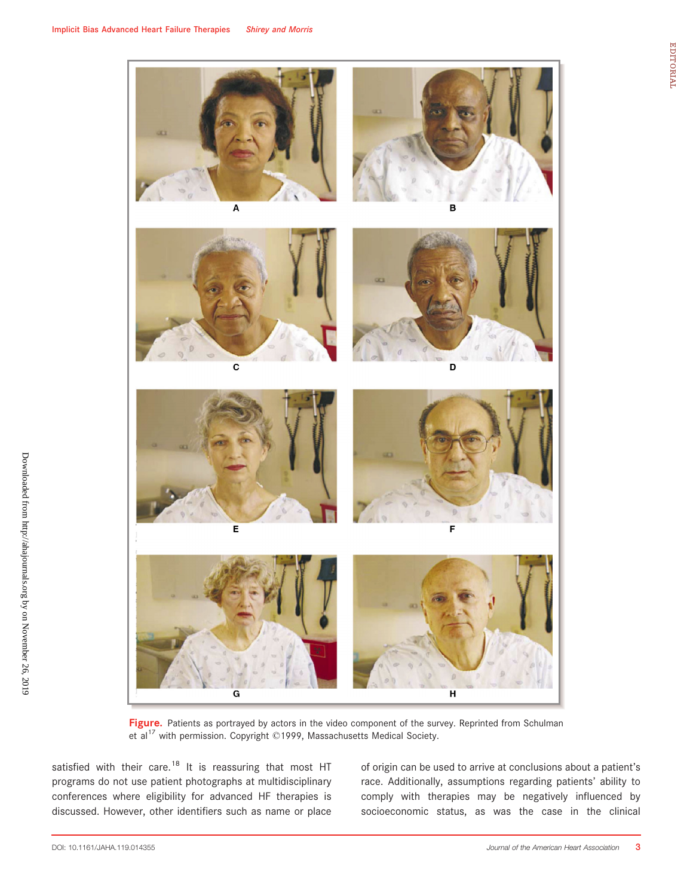Figure. Patients as portrayed by actors in the video component of the survey. Reprinted from Schulman et al[17] with permission. Copyright ©1999, Massachusetts Medical Society.

satisfied with their care.[18] It is reassuring that most HT programs do not use patient photographs at multidisciplinary conferences where eligibility for advanced HF therapies is discussed. However, other identifiers such as name or place of origin can be used to arrive at conclusions about a patient's race. Additionally, assumptions regarding patients' ability to comply with therapies may be negatively influenced by socioeconomic status, as was the case in the clinical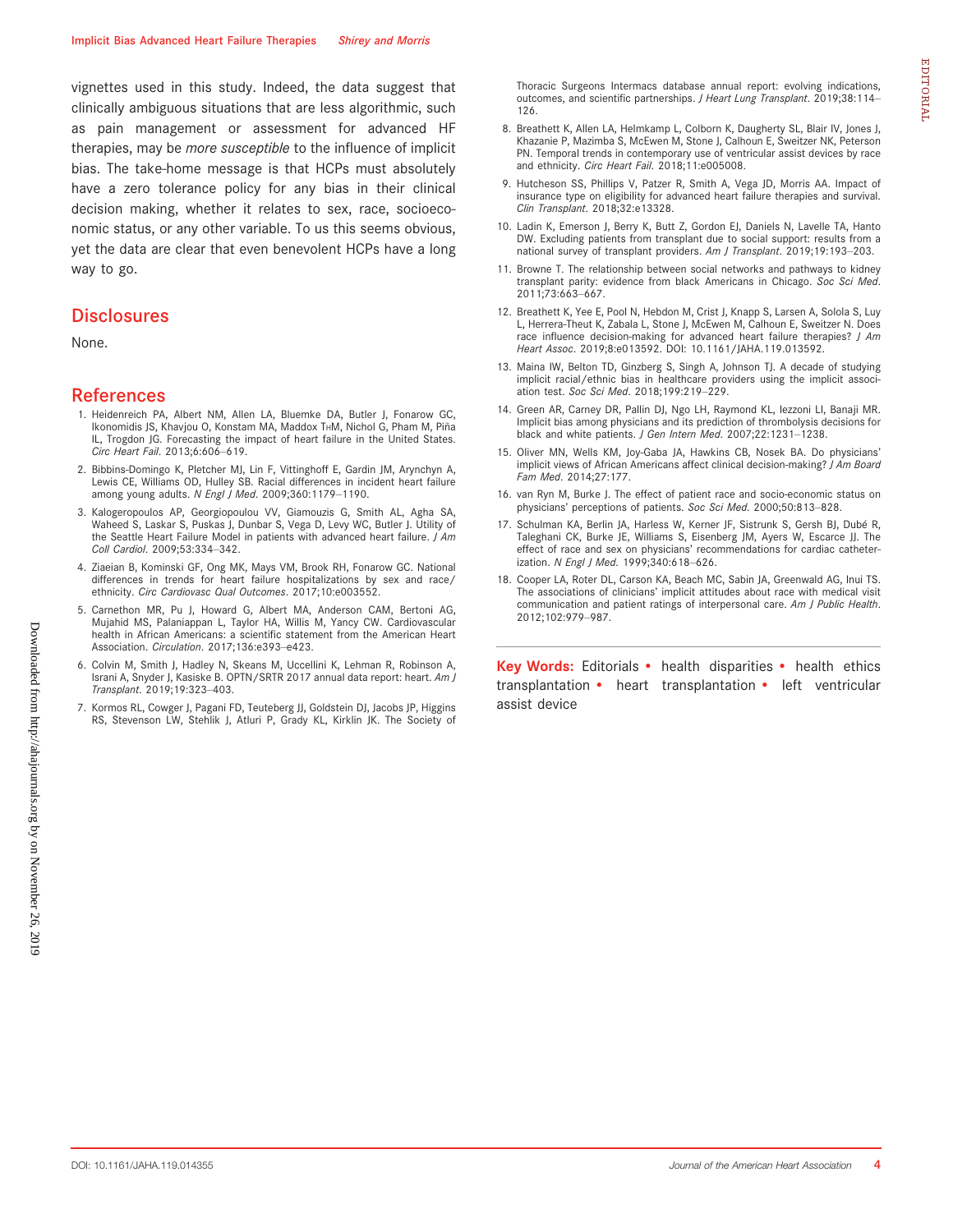vignettes used in this study. Indeed, the data suggest that clinically ambiguous situations that are less algorithmic, such as pain management or assessment for advanced HF therapies, may be *more susceptible* to the influence of implicit bias. The take-home message is that HCPs must absolutely have a zero tolerance policy for any bias in their clinical decision making, whether it relates to sex, race, socioeconomic status, or any other variable. To us this seems obvious, yet the data are clear that even benevolent HCPs have a long way to go.

## Disclosures

None.

## References

1. Heidenreich PA, Albert NM, Allen LA, Bluemke DA, Butler J, Fonarow GC, Ikonomidis JS, Khavjou O, Konstam MA, Maddox TM, Nichol G, Pham M, Piña IL, Trogdon JG. Forecasting the impact of heart failure in the United States. *Circ Heart Fail*. 2013;6:606–619.
2. Bibbins-Domingo K, Pletcher MJ, Lin F, Vittinghoff E, Gardin JM, Arynchyn A, Lewis CE, Williams OD, Hulley SB. Racial differences in incident heart failure among young adults. *N Engl J Med*. 2009;360:1179–1190.
3. Kalogeropoulos AP, Georgiopoulou VV, Giamouzis G, Smith AL, Agha SA, Waheed S, Laskar S, Puskas J, Dunbar S, Vega D, Levy WC, Butler J. Utility of the Seattle Heart Failure Model in patients with advanced heart failure. *J Am Coll Cardiol*. 2009;53:334–342.
4. Ziaeian B, Kominski GF, Ong MK, Mays VM, Brook RH, Fonarow GC. National differences in trends for heart failure hospitalizations by sex and race/ethnicity. *Circ Cardiovasc Qual Outcomes*. 2017;10:e003552.
5. Carnethon MR, Pu J, Howard G, Albert MA, Anderson CAM, Bertoni AG, Mujahid MS, Palaniappan L, Taylor HA, Willis M, Yancy CW. Cardiovascular health in African Americans: a scientific statement from the American Heart Association. *Circulation*. 2017;136:e393–e423.
6. Colvin M, Smith J, Hadley N, Skeans M, Uccellini K, Lehman R, Robinson A, Israni A, Snyder J, Kasiske B. OPTN/SRTR 2017 annual data report: heart. *Am J Transplant*. 2019;19:323–403.
7. Kormos RL, Cowger J, Pagani FD, Teuteberg JJ, Goldstein DJ, Jacobs JP, Higgins RS, Stevenson LW, Stehlik J, Atluri P, Grady KL, Kirklin JK. The Society of Thoracic Surgeons Intermacs database annual report: evolving indications, outcomes, and scientific partnerships. *J Heart Lung Transplant*. 2019;38:114–126.
8. Breathett K, Allen LA, Helmkamp L, Colborn K, Daugherty SL, Blair IV, Jones J, Khazanie P, Mazimba S, McEwen M, Stone J, Calhoun E, Sweitzer NK, Peterson PN. Temporal trends in contemporary use of ventricular assist devices by race and ethnicity. *Circ Heart Fail*. 2018;11:e005008.
9. Hutcheson SS, Phillips V, Patzer R, Smith A, Vega JD, Morris AA. Impact of insurance type on eligibility for advanced heart failure therapies and survival. *Clin Transplant*. 2018;32:e13328.
10. Ladin K, Emerson J, Berry K, Butt Z, Gordon EJ, Daniels N, Lavelle TA, Hanto DW. Excluding patients from transplant due to social support: results from a national survey of transplant providers. *Am J Transplant*. 2019;19:193–203.
11. Browne T. The relationship between social networks and pathways to kidney transplant parity: evidence from black Americans in Chicago. *Soc Sci Med*. 2011;73:663–667.
12. Breathett K, Yee E, Pool N, Hebdon M, Crist J, Knapp S, Larsen A, Solola S, Luy L, Herrera-Theut K, Zabala L, Stone J, McEwen M, Calhoun E, Sweitzer N. Does race influence decision-making for advanced heart failure therapies? *J Am Heart Assoc*. 2019;8:e013592. DOI: 10.1161/JAHA.119.013592.
13. Maina IW, Belton TD, Ginzberg S, Singh A, Johnson TJ. A decade of studying implicit racial/ethnic bias in healthcare providers using the implicit association test. *Soc Sci Med*. 2018;199:219–229.
14. Green AR, Carney DR, Pallin DJ, Ngo LH, Raymond KL, Iezzoni LI, Banaji MR. Implicit bias among physicians and its prediction of thrombolysis decisions for black and white patients. *J Gen Intern Med*. 2007;22:1231–1238.
15. Oliver MN, Wells KM, Joy-Gaba JA, Hawkins CB, Nosek BA. Do physicians' implicit views of African Americans affect clinical decision-making? *J Am Board Fam Med*. 2014;27:177.
16. van Ryn M, Burke J. The effect of patient race and socio-economic status on physicians' perceptions of patients. *Soc Sci Med*. 2000;50:813–828.
17. Schulman KA, Berlin JA, Harless W, Kerner JF, Sistrunk S, Gersh BJ, Dubé R, Taleghani CK, Burke JE, Williams S, Eisenberg JM, Ayers W, Escarce JJ. The effect of race and sex on physicians' recommendations for cardiac catheterization. *N Engl J Med*. 1999;340:618–626.
18. Cooper LA, Roter DL, Carson KA, Beach MC, Sabin JA, Greenwald AG, Inui TS. The associations of clinicians' implicit attitudes about race with medical visit communication and patient ratings of interpersonal care. *Am J Public Health*. 2012;102:979–987.

**Key Words:** Editorials • health disparities • health ethics transplantation • heart transplantation • left ventricular assist device